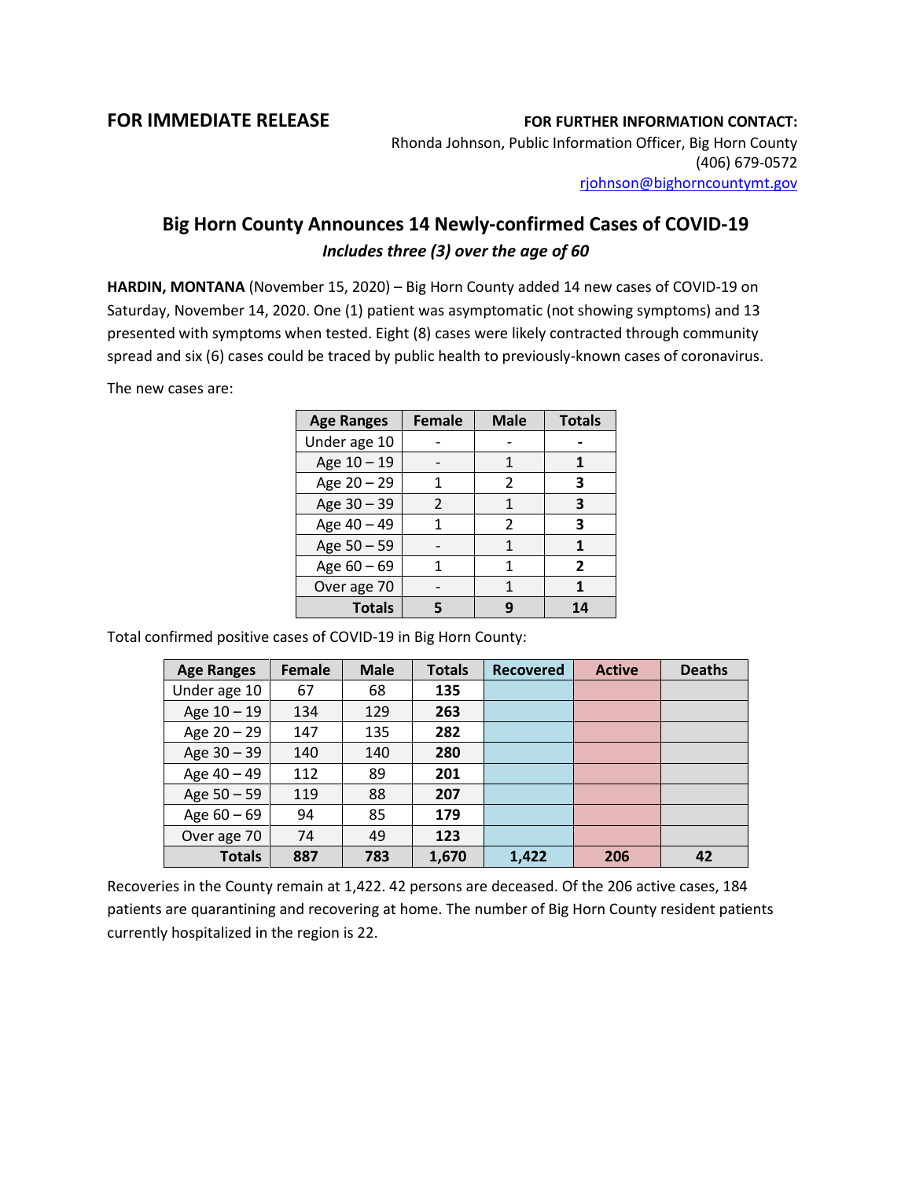**FOR IMMEDIATE RELEASE**

**FOR FURTHER INFORMATION CONTACT:**
Rhonda Johnson, Public Information Officer, Big Horn County
(406) 679-0572
rjohnson@bighorncountymt.gov

## Big Horn County Announces 14 Newly-confirmed Cases of COVID-19

***Includes three (3) over the age of 60***

**HARDIN, MONTANA** (November 15, 2020) – Big Horn County added 14 new cases of COVID-19 on Saturday, November 14, 2020. One (1) patient was asymptomatic (not showing symptoms) and 13 presented with symptoms when tested. Eight (8) cases were likely contracted through community spread and six (6) cases could be traced by public health to previously-known cases of coronavirus.

The new cases are:

| Age Ranges | Female | Male | Totals |
|---|---|---|---|
| Under age 10 | - | - | **-** |
| Age 10 – 19 | - | 1 | **1** |
| Age 20 – 29 | 1 | 2 | **3** |
| Age 30 – 39 | 2 | 1 | **3** |
| Age 40 – 49 | 1 | 2 | **3** |
| Age 50 – 59 | - | 1 | **1** |
| Age 60 – 69 | 1 | 1 | **2** |
| Over age 70 | - | 1 | **1** |
| **Totals** | **5** | **9** | **14** |

Total confirmed positive cases of COVID-19 in Big Horn County:

| Age Ranges | Female | Male | Totals | Recovered | Active | Deaths |
|---|---|---|---|---|---|---|
| Under age 10 | 67 | 68 | **135** | | | |
| Age 10 – 19 | 134 | 129 | **263** | | | |
| Age 20 – 29 | 147 | 135 | **282** | | | |
| Age 30 – 39 | 140 | 140 | **280** | | | |
| Age 40 – 49 | 112 | 89 | **201** | | | |
| Age 50 – 59 | 119 | 88 | **207** | | | |
| Age 60 – 69 | 94 | 85 | **179** | | | |
| Over age 70 | 74 | 49 | **123** | | | |
| **Totals** | **887** | **783** | **1,670** | **1,422** | **206** | **42** |

Recoveries in the County remain at 1,422. 42 persons are deceased. Of the 206 active cases, 184 patients are quarantining and recovering at home. The number of Big Horn County resident patients currently hospitalized in the region is 22.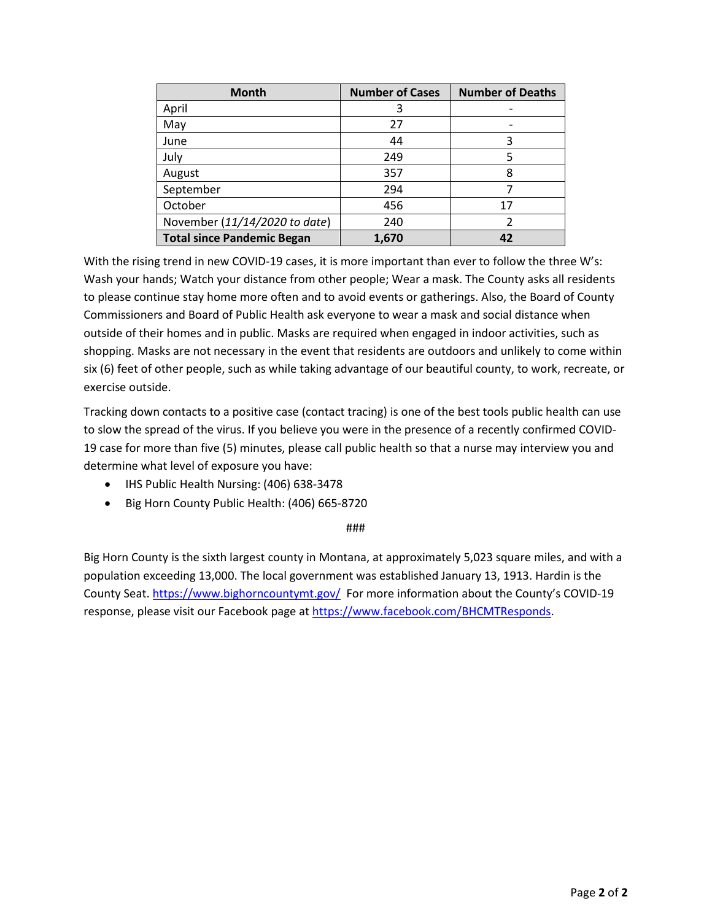| Month | Number of Cases | Number of Deaths |
|---|---|---|
| April | 3 | - |
| May | 27 | - |
| June | 44 | 3 |
| July | 249 | 5 |
| August | 357 | 8 |
| September | 294 | 7 |
| October | 456 | 17 |
| November (*11/14/2020 to date*) | 240 | 2 |
| **Total since Pandemic Began** | **1,670** | **42** |

With the rising trend in new COVID-19 cases, it is more important than ever to follow the three W's: Wash your hands; Watch your distance from other people; Wear a mask. The County asks all residents to please continue stay home more often and to avoid events or gatherings. Also, the Board of County Commissioners and Board of Public Health ask everyone to wear a mask and social distance when outside of their homes and in public. Masks are required when engaged in indoor activities, such as shopping. Masks are not necessary in the event that residents are outdoors and unlikely to come within six (6) feet of other people, such as while taking advantage of our beautiful county, to work, recreate, or exercise outside.

Tracking down contacts to a positive case (contact tracing) is one of the best tools public health can use to slow the spread of the virus. If you believe you were in the presence of a recently confirmed COVID-19 case for more than five (5) minutes, please call public health so that a nurse may interview you and determine what level of exposure you have:

- IHS Public Health Nursing: (406) 638-3478
- Big Horn County Public Health: (406) 665-8720

###

Big Horn County is the sixth largest county in Montana, at approximately 5,023 square miles, and with a population exceeding 13,000. The local government was established January 13, 1913. Hardin is the County Seat. https://www.bighorncountymt.gov/ For more information about the County's COVID-19 response, please visit our Facebook page at https://www.facebook.com/BHCMTResponds.